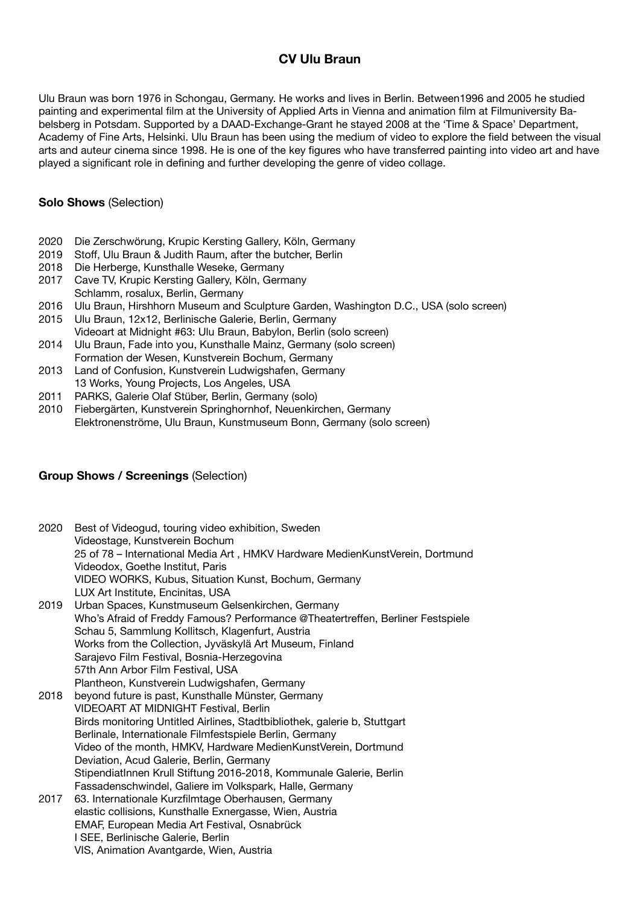# CV Ulu Braun

Ulu Braun was born 1976 in Schongau, Germany. He works and lives in Berlin. Between1996 and 2005 he studied painting and experimental film at the University of Applied Arts in Vienna and animation film at Filmuniversity Babelsberg in Potsdam. Supported by a DAAD-Exchange-Grant he stayed 2008 at the 'Time & Space' Department, Academy of Fine Arts, Helsinki. Ulu Braun has been using the medium of video to explore the field between the visual arts and auteur cinema since 1998. He is one of the key figures who have transferred painting into video art and have played a significant role in defining and further developing the genre of video collage.

## **Solo Shows** (Selection)

2020 Die Zerschwörung, Krupic Kersting Gallery, Köln, Germany
2019 Stoff, Ulu Braun & Judith Raum, after the butcher, Berlin
2018 Die Herberge, Kunsthalle Weseke, Germany
2017 Cave TV, Krupic Kersting Gallery, Köln, Germany
Schlamm, rosalux, Berlin, Germany
2016 Ulu Braun, Hirshhorn Museum and Sculpture Garden, Washington D.C., USA (solo screen)
2015 Ulu Braun, 12x12, Berlinische Galerie, Berlin, Germany
Videoart at Midnight #63: Ulu Braun, Babylon, Berlin (solo screen)
2014 Ulu Braun, Fade into you, Kunsthalle Mainz, Germany (solo screen)
Formation der Wesen, Kunstverein Bochum, Germany
2013 Land of Confusion, Kunstverein Ludwigshafen, Germany
13 Works, Young Projects, Los Angeles, USA
2011 PARKS, Galerie Olaf Stüber, Berlin, Germany (solo)
2010 Fiebergärten, Kunstverein Springhornhof, Neuenkirchen, Germany
Elektronenströme, Ulu Braun, Kunstmuseum Bonn, Germany (solo screen)

## **Group Shows / Screenings** (Selection)

2020 Best of Videogud, touring video exhibition, Sweden
Videostage, Kunstverein Bochum
25 of 78 – International Media Art , HMKV Hardware MedienKunstVerein, Dortmund
Videodox, Goethe Institut, Paris
VIDEO WORKS, Kubus, Situation Kunst, Bochum, Germany
LUX Art Institute, Encinitas, USA
2019 Urban Spaces, Kunstmuseum Gelsenkirchen, Germany
Who's Afraid of Freddy Famous? Performance @Theatertreffen, Berliner Festspiele
Schau 5, Sammlung Kollitsch, Klagenfurt, Austria
Works from the Collection, Jyväskylä Art Museum, Finland
Sarajevo Film Festival, Bosnia-Herzegovina
57th Ann Arbor Film Festival, USA
Plantheon, Kunstverein Ludwigshafen, Germany
2018 beyond future is past, Kunsthalle Münster, Germany
VIDEOART AT MIDNIGHT Festival, Berlin
Birds monitoring Untitled Airlines, Stadtbibliothek, galerie b, Stuttgart
Berlinale, Internationale Filmfestspiele Berlin, Germany
Video of the month, HMKV, Hardware MedienKunstVerein, Dortmund
Deviation, Acud Galerie, Berlin, Germany
StipendiatInnen Krull Stiftung 2016-2018, Kommunale Galerie, Berlin
Fassadenschwindel, Galiere im Volkspark, Halle, Germany
2017 63. Internationale Kurzfilmtage Oberhausen, Germany
elastic collisions, Kunsthalle Exnergasse, Wien, Austria
EMAF, European Media Art Festival, Osnabrück
I SEE, Berlinische Galerie, Berlin
VIS, Animation Avantgarde, Wien, Austria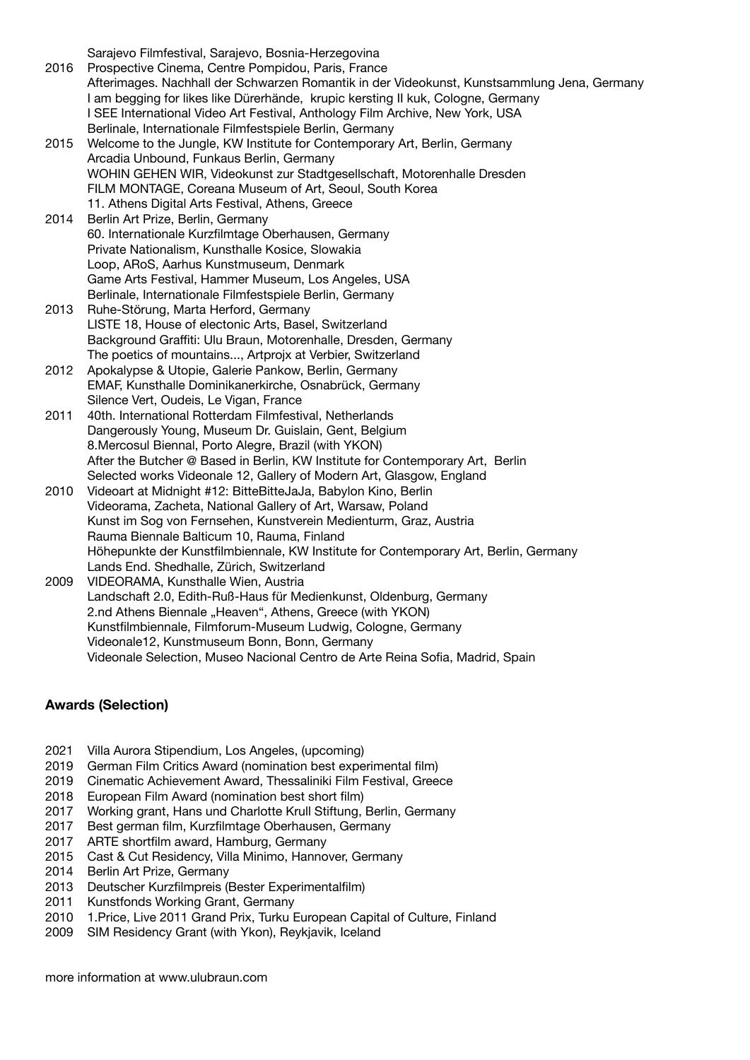Sarajevo Filmfestival, Sarajevo, Bosnia-Herzegovina

2016 Prospective Cinema, Centre Pompidou, Paris, France
Afterimages. Nachhall der Schwarzen Romantik in der Videokunst, Kunstsammlung Jena, Germany
I am begging for likes like Dürerhände, krupic kersting II kuk, Cologne, Germany
I SEE International Video Art Festival, Anthology Film Archive, New York, USA
Berlinale, Internationale Filmfestspiele Berlin, Germany

2015 Welcome to the Jungle, KW Institute for Contemporary Art, Berlin, Germany
Arcadia Unbound, Funkaus Berlin, Germany
WOHIN GEHEN WIR, Videokunst zur Stadtgesellschaft, Motorenhalle Dresden
FILM MONTAGE, Coreana Museum of Art, Seoul, South Korea
11. Athens Digital Arts Festival, Athens, Greece

2014 Berlin Art Prize, Berlin, Germany
60. Internationale Kurzfilmtage Oberhausen, Germany
Private Nationalism, Kunsthalle Kosice, Slowakia
Loop, ARoS, Aarhus Kunstmuseum, Denmark
Game Arts Festival, Hammer Museum, Los Angeles, USA
Berlinale, Internationale Filmfestspiele Berlin, Germany

2013 Ruhe-Störung, Marta Herford, Germany
LISTE 18, House of electonic Arts, Basel, Switzerland
Background Graffiti: Ulu Braun, Motorenhalle, Dresden, Germany
The poetics of mountains..., Artprojx at Verbier, Switzerland

2012 Apokalypse & Utopie, Galerie Pankow, Berlin, Germany
EMAF, Kunsthalle Dominikanerkirche, Osnabrück, Germany
Silence Vert, Oudeis, Le Vigan, France

2011 40th. International Rotterdam Filmfestival, Netherlands
Dangerously Young, Museum Dr. Guislain, Gent, Belgium
8.Mercosul Biennal, Porto Alegre, Brazil (with YKON)
After the Butcher @ Based in Berlin, KW Institute for Contemporary Art, Berlin
Selected works Videonale 12, Gallery of Modern Art, Glasgow, England

2010 Videoart at Midnight #12: BitteBitteJaJa, Babylon Kino, Berlin
Videorama, Zacheta, National Gallery of Art, Warsaw, Poland
Kunst im Sog von Fernsehen, Kunstverein Medienturm, Graz, Austria
Rauma Biennale Balticum 10, Rauma, Finland
Höhepunkte der Kunstfilmbiennale, KW Institute for Contemporary Art, Berlin, Germany
Lands End. Shedhalle, Zürich, Switzerland

2009 VIDEORAMA, Kunsthalle Wien, Austria
Landschaft 2.0, Edith-Ruß-Haus für Medienkunst, Oldenburg, Germany
2.nd Athens Biennale „Heaven", Athens, Greece (with YKON)
Kunstfilmbiennale, Filmforum-Museum Ludwig, Cologne, Germany
Videonale12, Kunstmuseum Bonn, Bonn, Germany
Videonale Selection, Museo Nacional Centro de Arte Reina Sofia, Madrid, Spain

**Awards (Selection)**

2021 Villa Aurora Stipendium, Los Angeles, (upcoming)
2019 German Film Critics Award (nomination best experimental film)
2019 Cinematic Achievement Award, Thessaliniki Film Festival, Greece
2018 European Film Award (nomination best short film)
2017 Working grant, Hans und Charlotte Krull Stiftung, Berlin, Germany
2017 Best german film, Kurzfilmtage Oberhausen, Germany
2017 ARTE shortfilm award, Hamburg, Germany
2015 Cast & Cut Residency, Villa Minimo, Hannover, Germany
2014 Berlin Art Prize, Germany
2013 Deutscher Kurzfilmpreis (Bester Experimentalfilm)
2011 Kunstfonds Working Grant, Germany
2010 1.Price, Live 2011 Grand Prix, Turku European Capital of Culture, Finland
2009 SIM Residency Grant (with Ykon), Reykjavik, Iceland

more information at www.ulubraun.com